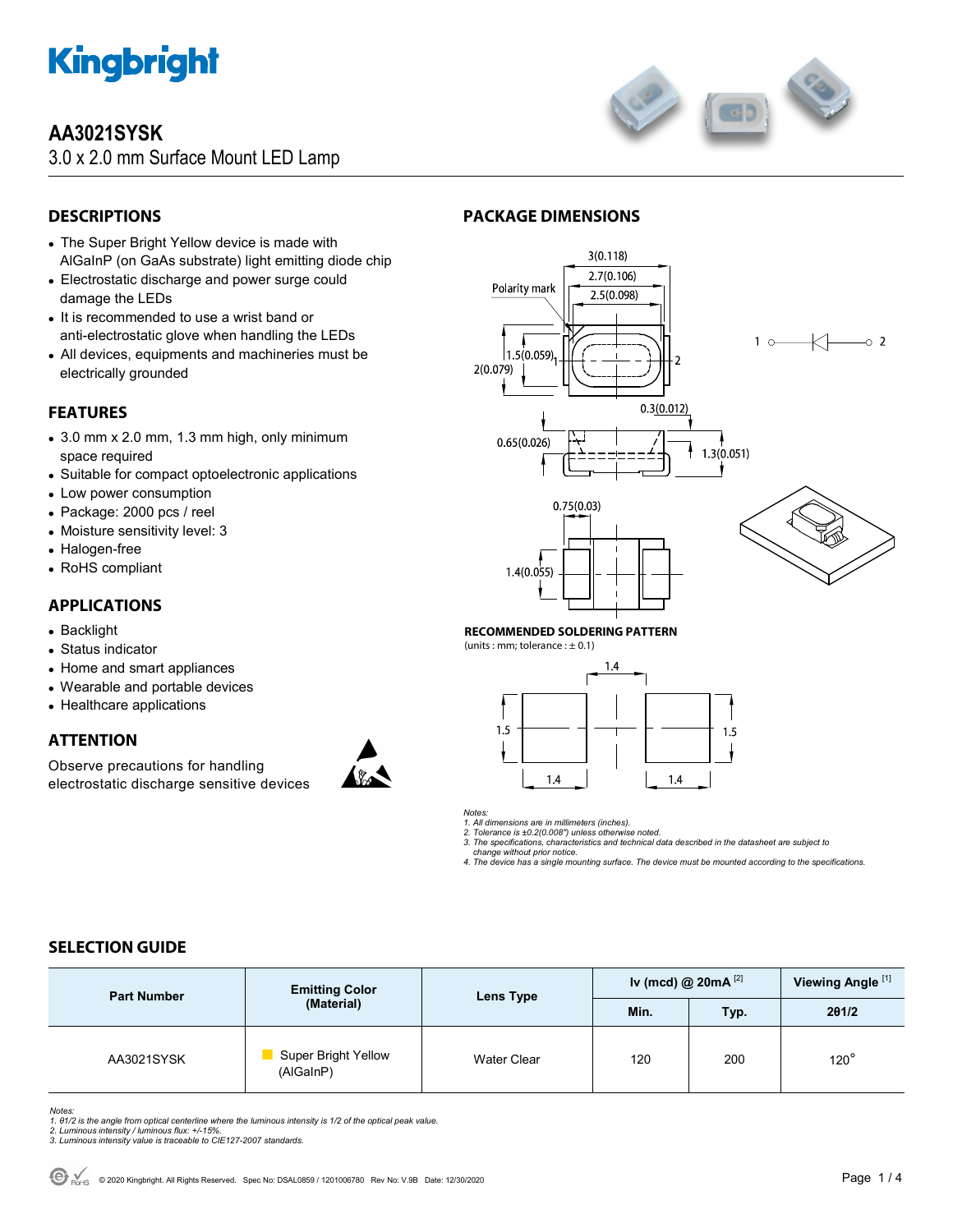# AA3021SYSK

3.0 x 2.0 mm Surface Mount LED Lamp

## DESCRIPTIONS

- The Super Bright Yellow device is made with AlGaInP (on GaAs substrate) light emitting diode chip
- Electrostatic discharge and power surge could damage the LEDs
- It is recommended to use a wrist band or anti-electrostatic glove when handling the LEDs
- All devices, equipments and machineries must be electrically grounded

## FEATURES

- 3.0 mm x 2.0 mm, 1.3 mm high, only minimum space required
- Suitable for compact optoelectronic applications
- Low power consumption
- Package: 2000 pcs / reel
- Moisture sensitivity level: 3
- Halogen-free
- RoHS compliant

## APPLICATIONS

- Backlight
- Status indicator
- Home and smart appliances
- Wearable and portable devices
- Healthcare applications

## ATTENTION

Observe precautions for handling electrostatic discharge sensitive devices

## PACKAGE DIMENSIONS

Polarity mark

3(0.118), 2.7(0.106), 2.5(0.098), 1.5(0.059), 2(0.079), 0.3(0.012), 0.65(0.026), 1.3(0.051), 0.75(0.03), 1.4(0.055)

1 — 2

### RECOMMENDED SOLDERING PATTERN

(units : mm; tolerance : ± 0.1)

1.4, 1.5, 1.5, 1.4, 1.4

*Notes:*
*1. All dimensions are in millimeters (inches).*
*2. Tolerance is ±0.2(0.008") unless otherwise noted.*
*3. The specifications, characteristics and technical data described in the datasheet are subject to change without prior notice.*
*4. The device has a single mounting surface. The device must be mounted according to the specifications.*

## SELECTION GUIDE

| Part Number | Emitting Color (Material) | Lens Type | Iv (mcd) @ 20mA [2] | | Viewing Angle [1] |
|---|---|---|---|---|---|
| | | | Min. | Typ. | 2θ1/2 |
| AA3021SYSK | Super Bright Yellow (AlGaInP) | Water Clear | 120 | 200 | 120° |

*Notes:*
*1. θ1/2 is the angle from optical centerline where the luminous intensity is 1/2 of the optical peak value.*
*2. Luminous intensity / luminous flux: +/-15%.*
*3. Luminous intensity value is traceable to CIE127-2007 standards.*

© 2020 Kingbright. All Rights Reserved. Spec No: DSAL0859 / 1201006780 Rev No: V.9B Date: 12/30/2020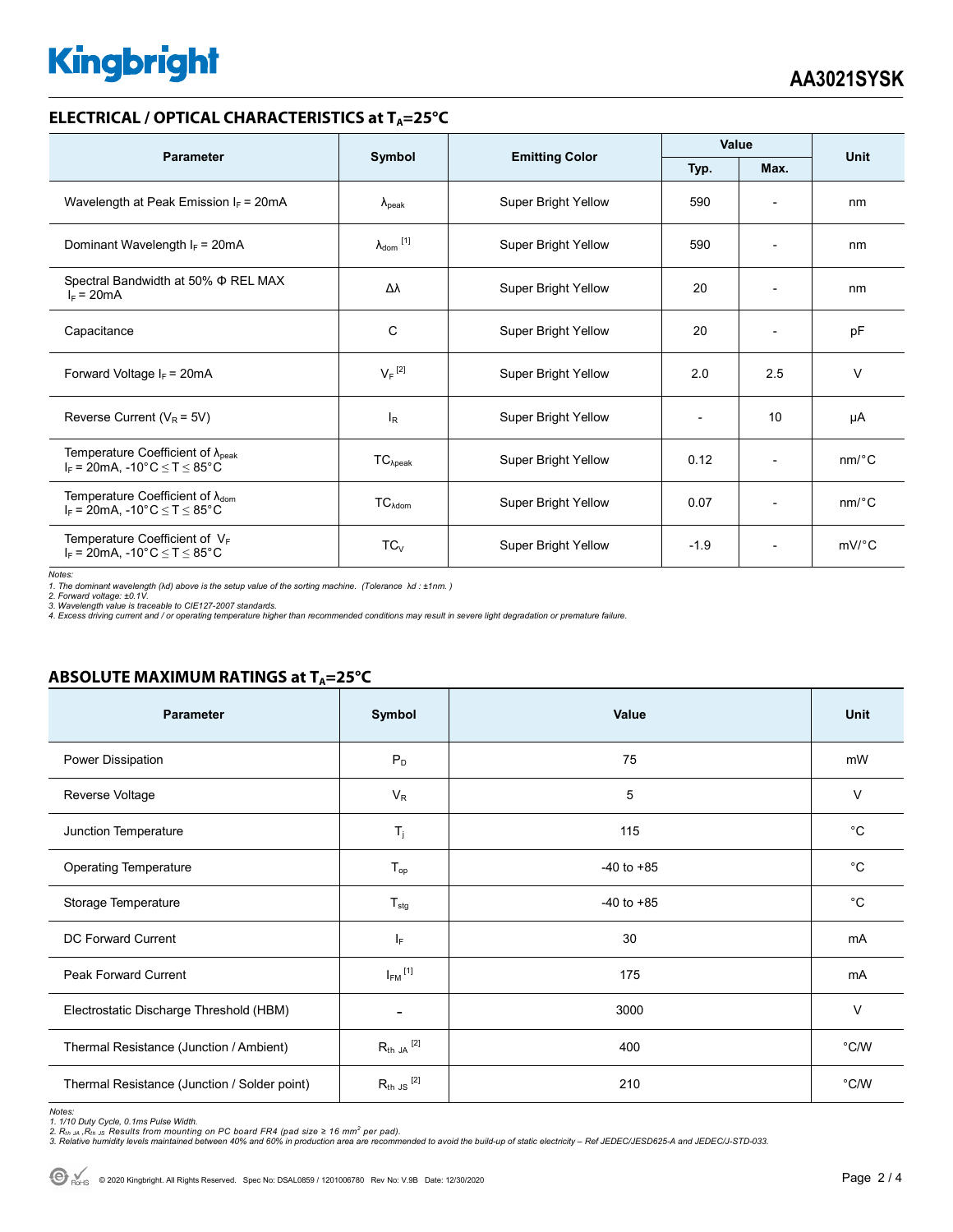## ELECTRICAL / OPTICAL CHARACTERISTICS at $T_A$=25°C

| Parameter | Symbol | Emitting Color | Value | | Unit |
|---|---|---|---|---|---|
| | | | Typ. | Max. | |
| Wavelength at Peak Emission $I_F$ = 20mA | $\lambda_{peak}$ | Super Bright Yellow | 590 | - | nm |
| Dominant Wavelength $I_F$ = 20mA | $\lambda_{dom}$ [1] | Super Bright Yellow | 590 | - | nm |
| Spectral Bandwidth at 50% Φ REL MAX $I_F$ = 20mA | Δλ | Super Bright Yellow | 20 | - | nm |
| Capacitance | C | Super Bright Yellow | 20 | - | pF |
| Forward Voltage $I_F$ = 20mA | $V_F$ [2] | Super Bright Yellow | 2.0 | 2.5 | V |
| Reverse Current ($V_R$ = 5V) | $I_R$ | Super Bright Yellow | - | 10 | µA |
| Temperature Coefficient of $\lambda_{peak}$ $I_F$ = 20mA, -10°C ≤ T ≤ 85°C | $TC_{\lambda peak}$ | Super Bright Yellow | 0.12 | - | nm/°C |
| Temperature Coefficient of $\lambda_{dom}$ $I_F$ = 20mA, -10°C ≤ T ≤ 85°C | $TC_{\lambda dom}$ | Super Bright Yellow | 0.07 | - | nm/°C |
| Temperature Coefficient of $V_F$ $I_F$ = 20mA, -10°C ≤ T ≤ 85°C | $TC_V$ | Super Bright Yellow | -1.9 | - | mV/°C |

*Notes:*
*1. The dominant wavelength (λd) above is the setup value of the sorting machine. (Tolerance λd : ±1nm. )*
*2. Forward voltage: ±0.1V.*
*3. Wavelength value is traceable to CIE127-2007 standards.*
*4. Excess driving current and / or operating temperature higher than recommended conditions may result in severe light degradation or premature failure.*

## ABSOLUTE MAXIMUM RATINGS at $T_A$=25°C

| Parameter | Symbol | Value | Unit |
|---|---|---|---|
| Power Dissipation | $P_D$ | 75 | mW |
| Reverse Voltage | $V_R$ | 5 | V |
| Junction Temperature | $T_j$ | 115 | °C |
| Operating Temperature | $T_{op}$ | -40 to +85 | °C |
| Storage Temperature | $T_{stg}$ | -40 to +85 | °C |
| DC Forward Current | $I_F$ | 30 | mA |
| Peak Forward Current | $I_{FM}$ [1] | 175 | mA |
| Electrostatic Discharge Threshold (HBM) | - | 3000 | V |
| Thermal Resistance (Junction / Ambient) | $R_{th\ JA}$ [2] | 400 | °C/W |
| Thermal Resistance (Junction / Solder point) | $R_{th\ JS}$ [2] | 210 | °C/W |

*Notes:*
*1. 1/10 Duty Cycle, 0.1ms Pulse Width.*
*2. $R_{th\ JA}$ ,$R_{th\ JS}$ Results from mounting on PC board FR4 (pad size ≥ 16 mm$^2$ per pad).*
*3. Relative humidity levels maintained between 40% and 60% in production area are recommended to avoid the build-up of static electricity – Ref JEDEC/JESD625-A and JEDEC/J-STD-033.*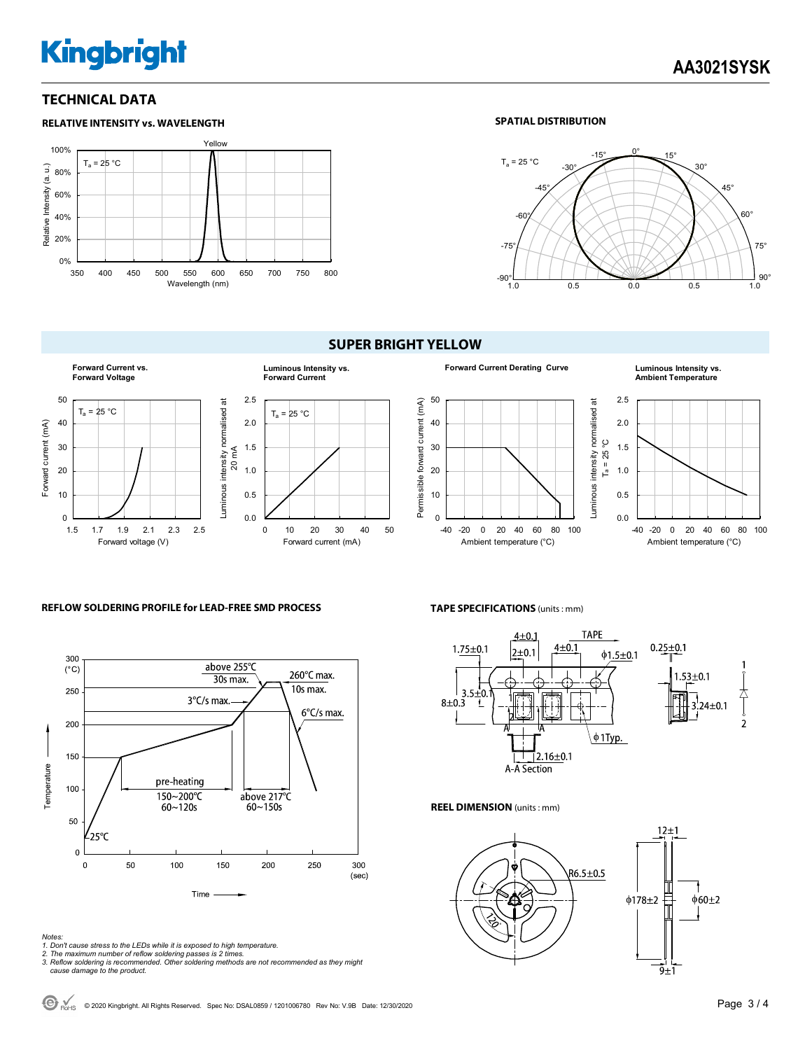# TECHNICAL DATA

### RELATIVE INTENSITY vs. WAVELENGTH

### SPATIAL DISTRIBUTION

## SUPER BRIGHT YELLOW

**Forward Current vs. Forward Voltage**

**Luminous Intensity vs. Forward Current**

**Forward Current Derating Curve**

**Luminous Intensity vs. Ambient Temperature**

### REFLOW SOLDERING PROFILE for LEAD-FREE SMD PROCESS

### TAPE SPECIFICATIONS (units : mm)

### REEL DIMENSION (units : mm)

*Notes:*
*1. Don't cause stress to the LEDs while it is exposed to high temperature.*
*2. The maximum number of reflow soldering passes is 2 times.*
*3. Reflow soldering is recommended. Other soldering methods are not recommended as they might cause damage to the product.*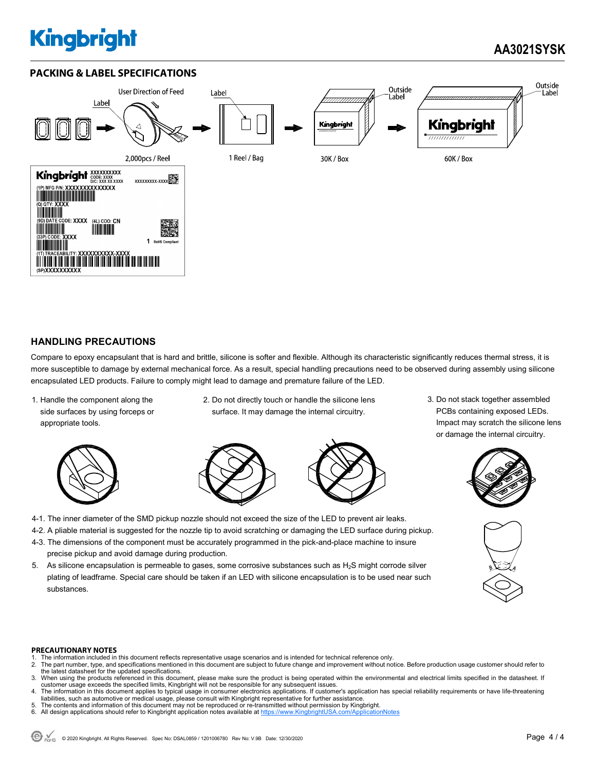## PACKING & LABEL SPECIFICATIONS

User Direction of Feed

Label

Label

Outside Label

Outside Label

2,000pcs / Reel

1 Reel / Bag

30K / Box

60K / Box

## HANDLING PRECAUTIONS

Compare to epoxy encapsulant that is hard and brittle, silicone is softer and flexible. Although its characteristic significantly reduces thermal stress, it is more susceptible to damage by external mechanical force. As a result, special handling precautions need to be observed during assembly using silicone encapsulated LED products. Failure to comply might lead to damage and premature failure of the LED.

1. Handle the component along the side surfaces by using forceps or appropriate tools.
2. Do not directly touch or handle the silicone lens surface. It may damage the internal circuitry.
3. Do not stack together assembled PCBs containing exposed LEDs. Impact may scratch the silicone lens or damage the internal circuitry.

4-1. The inner diameter of the SMD pickup nozzle should not exceed the size of the LED to prevent air leaks.
4-2. A pliable material is suggested for the nozzle tip to avoid scratching or damaging the LED surface during pickup.
4-3. The dimensions of the component must be accurately programmed in the pick-and-place machine to insure precise pickup and avoid damage during production.

5. As silicone encapsulation is permeable to gases, some corrosive substances such as $H_2S$ might corrode silver plating of leadframe. Special care should be taken if an LED with silicone encapsulation is to be used near such substances.

### PRECAUTIONARY NOTES

1. The information included in this document reflects representative usage scenarios and is intended for technical reference only.
2. The part number, type, and specifications mentioned in this document are subject to future change and improvement without notice. Before production usage customer should refer to the latest datasheet for the updated specifications.
3. When using the products referenced in this document, please make sure the product is being operated within the environmental and electrical limits specified in the datasheet. If customer usage exceeds the specified limits, Kingbright will not be responsible for any subsequent issues.
4. The information in this document applies to typical usage in consumer electronics applications. If customer's application has special reliability requirements or have life-threatening liabilities, such as automotive or medical usage, please consult with Kingbright representative for further assistance.
5. The contents and information of this document may not be reproduced or re-transmitted without permission by Kingbright.
6. All design applications should refer to Kingbright application notes available at https://www.KingbrightUSA.com/ApplicationNotes

© 2020 Kingbright. All Rights Reserved. Spec No: DSAL0859 / 1201006780 Rev No: V.9B Date: 12/30/2020